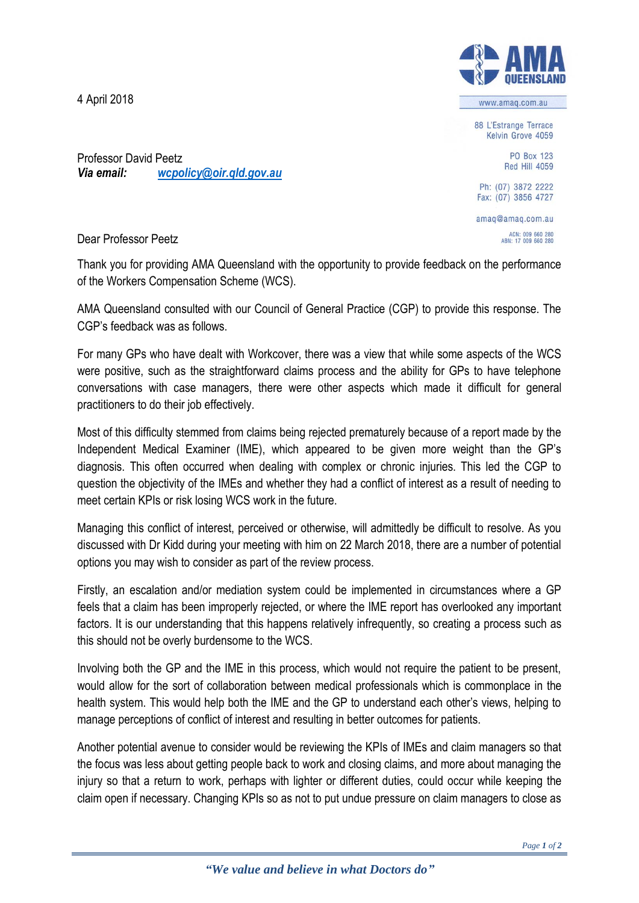AMA QUEENSLAND

www.amaq.com.au

88 L'Estrange Terrace
Kelvin Grove 4059

PO Box 123
Red Hill 4059

Ph: (07) 3872 2222
Fax: (07) 3856 4727

amaq@amaq.com.au

ACN: 009 660 280
ABN: 17 009 660 280

4 April 2018

Professor David Peetz
***Via email:*** wcpolicy@oir.qld.gov.au

Dear Professor Peetz

Thank you for providing AMA Queensland with the opportunity to provide feedback on the performance of the Workers Compensation Scheme (WCS).

AMA Queensland consulted with our Council of General Practice (CGP) to provide this response. The CGP's feedback was as follows.

For many GPs who have dealt with Workcover, there was a view that while some aspects of the WCS were positive, such as the straightforward claims process and the ability for GPs to have telephone conversations with case managers, there were other aspects which made it difficult for general practitioners to do their job effectively.

Most of this difficulty stemmed from claims being rejected prematurely because of a report made by the Independent Medical Examiner (IME), which appeared to be given more weight than the GP's diagnosis. This often occurred when dealing with complex or chronic injuries. This led the CGP to question the objectivity of the IMEs and whether they had a conflict of interest as a result of needing to meet certain KPIs or risk losing WCS work in the future.

Managing this conflict of interest, perceived or otherwise, will admittedly be difficult to resolve. As you discussed with Dr Kidd during your meeting with him on 22 March 2018, there are a number of potential options you may wish to consider as part of the review process.

Firstly, an escalation and/or mediation system could be implemented in circumstances where a GP feels that a claim has been improperly rejected, or where the IME report has overlooked any important factors. It is our understanding that this happens relatively infrequently, so creating a process such as this should not be overly burdensome to the WCS.

Involving both the GP and the IME in this process, which would not require the patient to be present, would allow for the sort of collaboration between medical professionals which is commonplace in the health system. This would help both the IME and the GP to understand each other's views, helping to manage perceptions of conflict of interest and resulting in better outcomes for patients.

Another potential avenue to consider would be reviewing the KPIs of IMEs and claim managers so that the focus was less about getting people back to work and closing claims, and more about managing the injury so that a return to work, perhaps with lighter or different duties, could occur while keeping the claim open if necessary. Changing KPIs so as not to put undue pressure on claim managers to close as

*"We value and believe in what Doctors do"*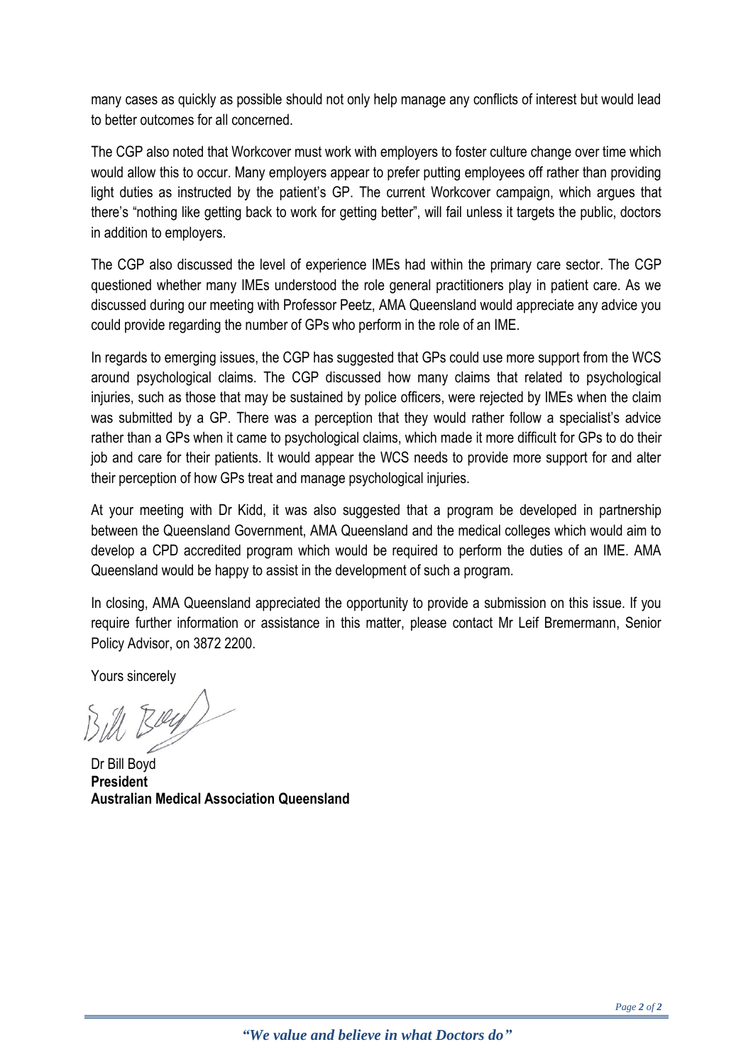many cases as quickly as possible should not only help manage any conflicts of interest but would lead to better outcomes for all concerned.

The CGP also noted that Workcover must work with employers to foster culture change over time which would allow this to occur. Many employers appear to prefer putting employees off rather than providing light duties as instructed by the patient's GP. The current Workcover campaign, which argues that there's "nothing like getting back to work for getting better", will fail unless it targets the public, doctors in addition to employers.

The CGP also discussed the level of experience IMEs had within the primary care sector. The CGP questioned whether many IMEs understood the role general practitioners play in patient care. As we discussed during our meeting with Professor Peetz, AMA Queensland would appreciate any advice you could provide regarding the number of GPs who perform in the role of an IME.

In regards to emerging issues, the CGP has suggested that GPs could use more support from the WCS around psychological claims. The CGP discussed how many claims that related to psychological injuries, such as those that may be sustained by police officers, were rejected by IMEs when the claim was submitted by a GP. There was a perception that they would rather follow a specialist's advice rather than a GPs when it came to psychological claims, which made it more difficult for GPs to do their job and care for their patients. It would appear the WCS needs to provide more support for and alter their perception of how GPs treat and manage psychological injuries.

At your meeting with Dr Kidd, it was also suggested that a program be developed in partnership between the Queensland Government, AMA Queensland and the medical colleges which would aim to develop a CPD accredited program which would be required to perform the duties of an IME. AMA Queensland would be happy to assist in the development of such a program.

In closing, AMA Queensland appreciated the opportunity to provide a submission on this issue. If you require further information or assistance in this matter, please contact Mr Leif Bremermann, Senior Policy Advisor, on 3872 2200.

Yours sincerely

Bill Boyd

Dr Bill Boyd
**President**
**Australian Medical Association Queensland**

*"We value and believe in what Doctors do"*